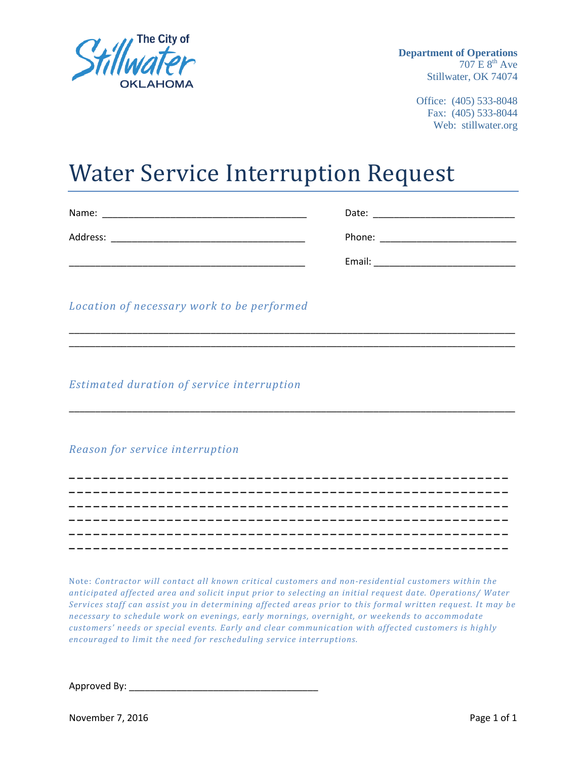The City of Stillwater OKLAHOMA

**Department of Operations**
707 E 8th Ave
Stillwater, OK 74074

Office: (405) 533-8048
Fax: (405) 533-8044
Web: stillwater.org

# Water Service Interruption Request

Name: ________________________________________ Date: ___________________________

Address: ______________________________________ Phone: ___________________________

______________________________________________ Email: ___________________________

*Location of necessary work to be performed*

_____________________________________________________________________________________

_____________________________________________________________________________________

*Estimated duration of service interruption*

_____________________________________________________________________________________

*Reason for service interruption*

_____________________________________________________________________________________

_____________________________________________________________________________________

_____________________________________________________________________________________

_____________________________________________________________________________________

_____________________________________________________________________________________

_____________________________________________________________________________________

Note: *Contractor will contact all known critical customers and non-residential customers within the anticipated affected area and solicit input prior to selecting an initial request date. Operations/ Water Services staff can assist you in determining affected areas prior to this formal written request. It may be necessary to schedule work on evenings, early mornings, overnight, or weekends to accommodate customers' needs or special events. Early and clear communication with affected customers is highly encouraged to limit the need for rescheduling service interruptions.*

Approved By: ____________________________________

November 7, 2016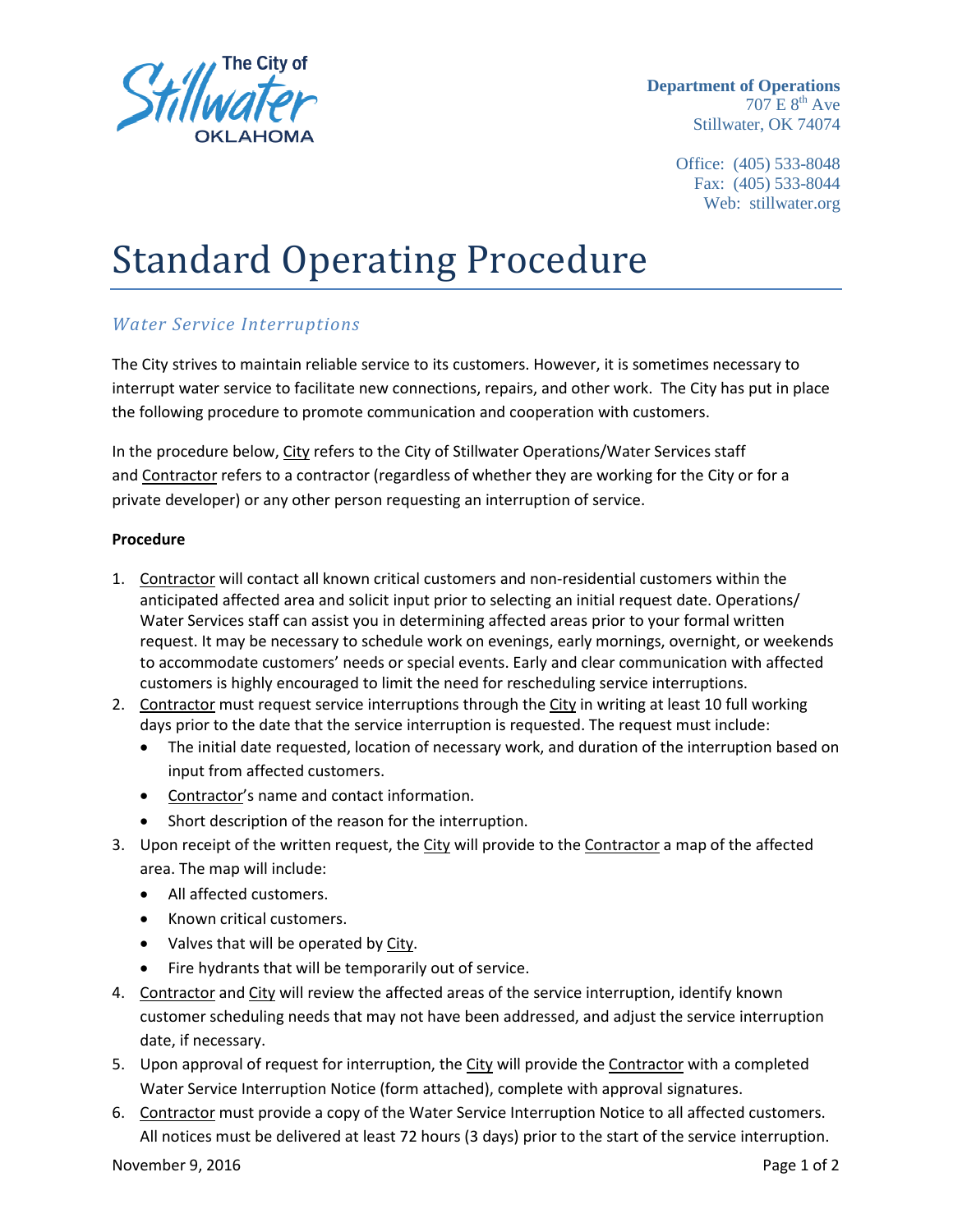The City of Stillwater OKLAHOMA

**Department of Operations**
707 E 8th Ave
Stillwater, OK 74074

Office: (405) 533-8048
Fax: (405) 533-8044
Web: stillwater.org

# Standard Operating Procedure

## *Water Service Interruptions*

The City strives to maintain reliable service to its customers. However, it is sometimes necessary to interrupt water service to facilitate new connections, repairs, and other work. The City has put in place the following procedure to promote communication and cooperation with customers.

In the procedure below, <u>City</u> refers to the City of Stillwater Operations/Water Services staff and <u>Contractor</u> refers to a contractor (regardless of whether they are working for the City or for a private developer) or any other person requesting an interruption of service.

**Procedure**

1. <u>Contractor</u> will contact all known critical customers and non-residential customers within the anticipated affected area and solicit input prior to selecting an initial request date. Operations/ Water Services staff can assist you in determining affected areas prior to your formal written request. It may be necessary to schedule work on evenings, early mornings, overnight, or weekends to accommodate customers' needs or special events. Early and clear communication with affected customers is highly encouraged to limit the need for rescheduling service interruptions.
2. <u>Contractor</u> must request service interruptions through the <u>City</u> in writing at least 10 full working days prior to the date that the service interruption is requested. The request must include:
   - The initial date requested, location of necessary work, and duration of the interruption based on input from affected customers.
   - <u>Contractor</u>'s name and contact information.
   - Short description of the reason for the interruption.
3. Upon receipt of the written request, the <u>City</u> will provide to the <u>Contractor</u> a map of the affected area. The map will include:
   - All affected customers.
   - Known critical customers.
   - Valves that will be operated by <u>City</u>.
   - Fire hydrants that will be temporarily out of service.
4. <u>Contractor</u> and <u>City</u> will review the affected areas of the service interruption, identify known customer scheduling needs that may not have been addressed, and adjust the service interruption date, if necessary.
5. Upon approval of request for interruption, the <u>City</u> will provide the <u>Contractor</u> with a completed Water Service Interruption Notice (form attached), complete with approval signatures.
6. <u>Contractor</u> must provide a copy of the Water Service Interruption Notice to all affected customers. All notices must be delivered at least 72 hours (3 days) prior to the start of the service interruption.

November 9, 2016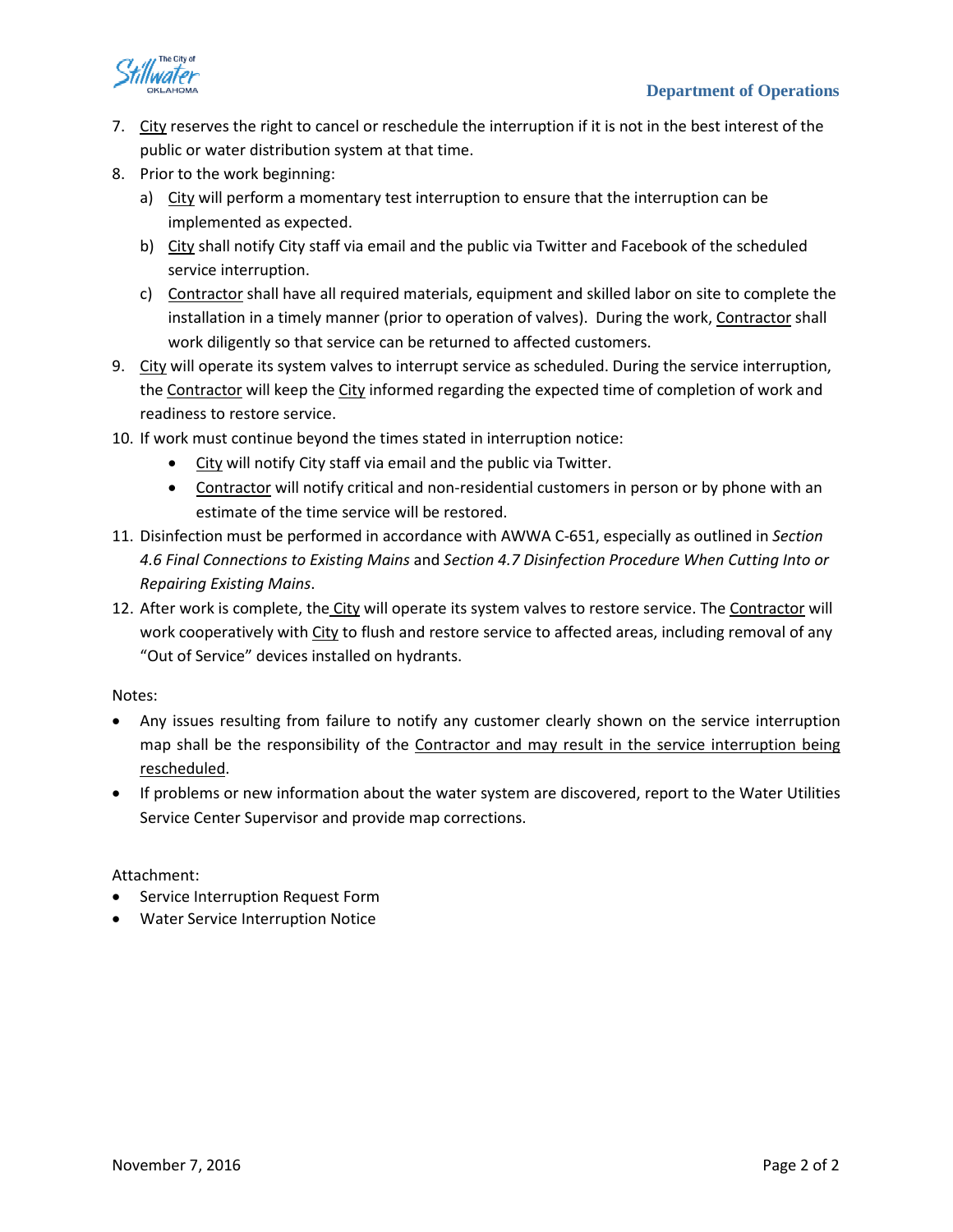7. City reserves the right to cancel or reschedule the interruption if it is not in the best interest of the public or water distribution system at that time.
8. Prior to the work beginning:
   a) City will perform a momentary test interruption to ensure that the interruption can be implemented as expected.
   b) City shall notify City staff via email and the public via Twitter and Facebook of the scheduled service interruption.
   c) Contractor shall have all required materials, equipment and skilled labor on site to complete the installation in a timely manner (prior to operation of valves). During the work, Contractor shall work diligently so that service can be returned to affected customers.
9. City will operate its system valves to interrupt service as scheduled. During the service interruption, the Contractor will keep the City informed regarding the expected time of completion of work and readiness to restore service.
10. If work must continue beyond the times stated in interruption notice:
    - City will notify City staff via email and the public via Twitter.
    - Contractor will notify critical and non-residential customers in person or by phone with an estimate of the time service will be restored.
11. Disinfection must be performed in accordance with AWWA C-651, especially as outlined in *Section 4.6 Final Connections to Existing Mains* and *Section 4.7 Disinfection Procedure When Cutting Into or Repairing Existing Mains*.
12. After work is complete, the City will operate its system valves to restore service. The Contractor will work cooperatively with City to flush and restore service to affected areas, including removal of any "Out of Service" devices installed on hydrants.

Notes:

- Any issues resulting from failure to notify any customer clearly shown on the service interruption map shall be the responsibility of the Contractor and may result in the service interruption being rescheduled.
- If problems or new information about the water system are discovered, report to the Water Utilities Service Center Supervisor and provide map corrections.

Attachment:

- Service Interruption Request Form
- Water Service Interruption Notice